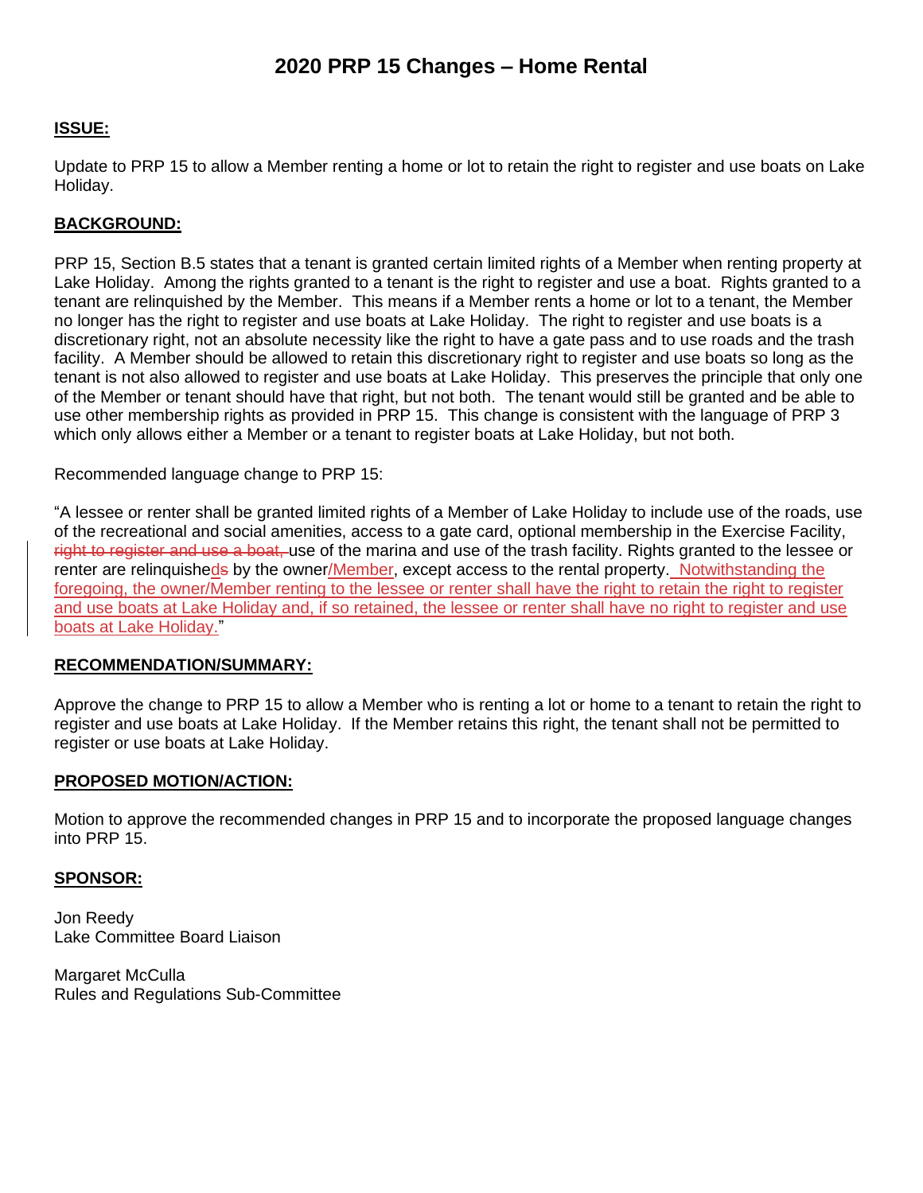# 2020 PRP 15 Changes – Home Rental

## ISSUE:

Update to PRP 15 to allow a Member renting a home or lot to retain the right to register and use boats on Lake Holiday.

## BACKGROUND:

PRP 15, Section B.5 states that a tenant is granted certain limited rights of a Member when renting property at Lake Holiday. Among the rights granted to a tenant is the right to register and use a boat. Rights granted to a tenant are relinquished by the Member. This means if a Member rents a home or lot to a tenant, the Member no longer has the right to register and use boats at Lake Holiday. The right to register and use boats is a discretionary right, not an absolute necessity like the right to have a gate pass and to use roads and the trash facility. A Member should be allowed to retain this discretionary right to register and use boats so long as the tenant is not also allowed to register and use boats at Lake Holiday. This preserves the principle that only one of the Member or tenant should have that right, but not both. The tenant would still be granted and be able to use other membership rights as provided in PRP 15. This change is consistent with the language of PRP 3 which only allows either a Member or a tenant to register boats at Lake Holiday, but not both.

Recommended language change to PRP 15:

"A lessee or renter shall be granted limited rights of a Member of Lake Holiday to include use of the roads, use of the recreational and social amenities, access to a gate card, optional membership in the Exercise Facility, ~~right to register and use a boat,~~ use of the marina and use of the trash facility. Rights granted to the lessee or renter are relinquishe<u>d</u>~~s~~ by the owner<u>/Member</u>, except access to the rental property. <u>Notwithstanding the foregoing, the owner/Member renting to the lessee or renter shall have the right to retain the right to register and use boats at Lake Holiday and, if so retained, the lessee or renter shall have no right to register and use boats at Lake Holiday.</u>"

## RECOMMENDATION/SUMMARY:

Approve the change to PRP 15 to allow a Member who is renting a lot or home to a tenant to retain the right to register and use boats at Lake Holiday. If the Member retains this right, the tenant shall not be permitted to register or use boats at Lake Holiday.

## PROPOSED MOTION/ACTION:

Motion to approve the recommended changes in PRP 15 and to incorporate the proposed language changes into PRP 15.

## SPONSOR:

Jon Reedy
Lake Committee Board Liaison

Margaret McCulla
Rules and Regulations Sub-Committee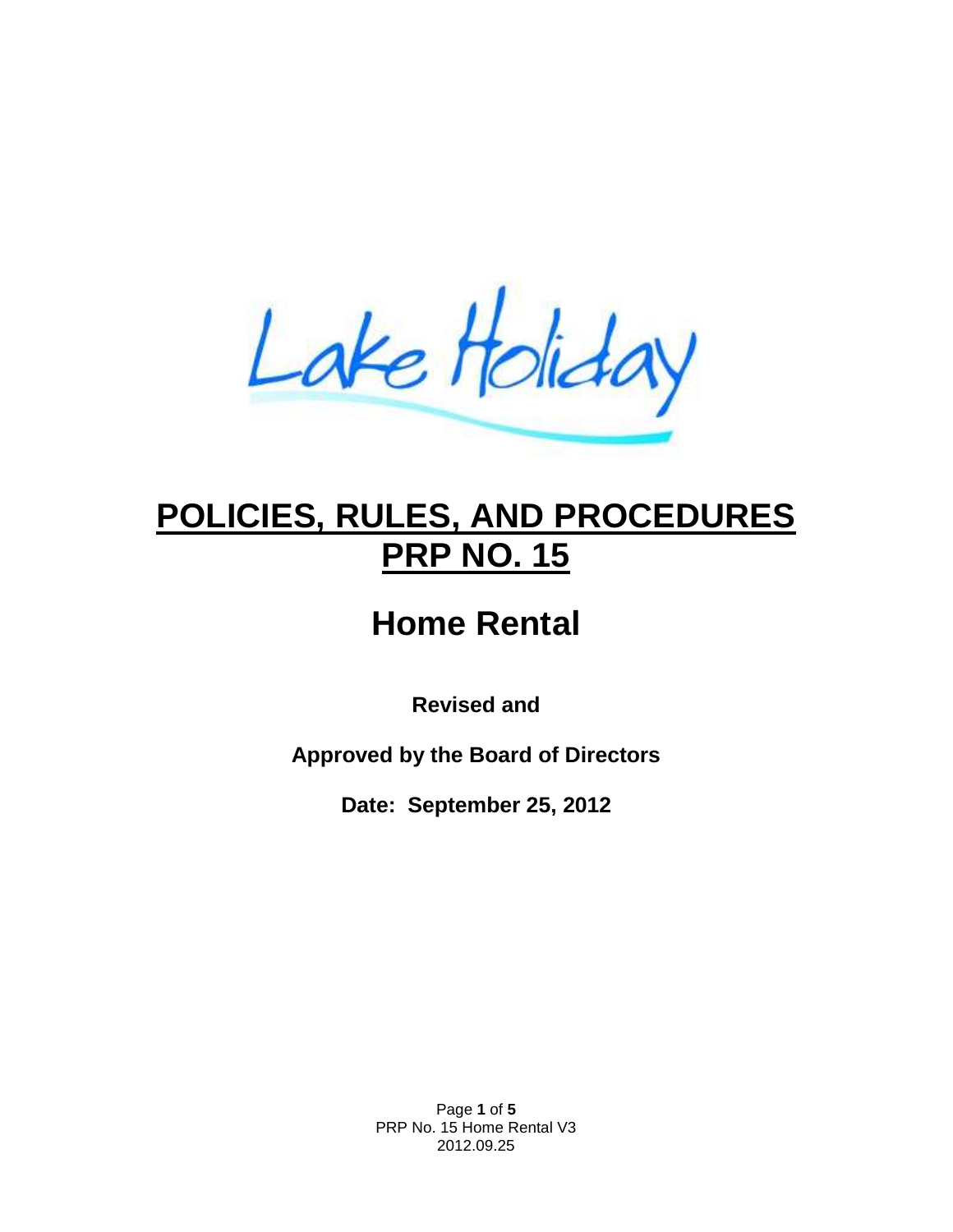Lake Holiday

# POLICIES, RULES, AND PROCEDURES
# PRP NO. 15

## Home Rental

**Revised and**

**Approved by the Board of Directors**

**Date: September 25, 2012**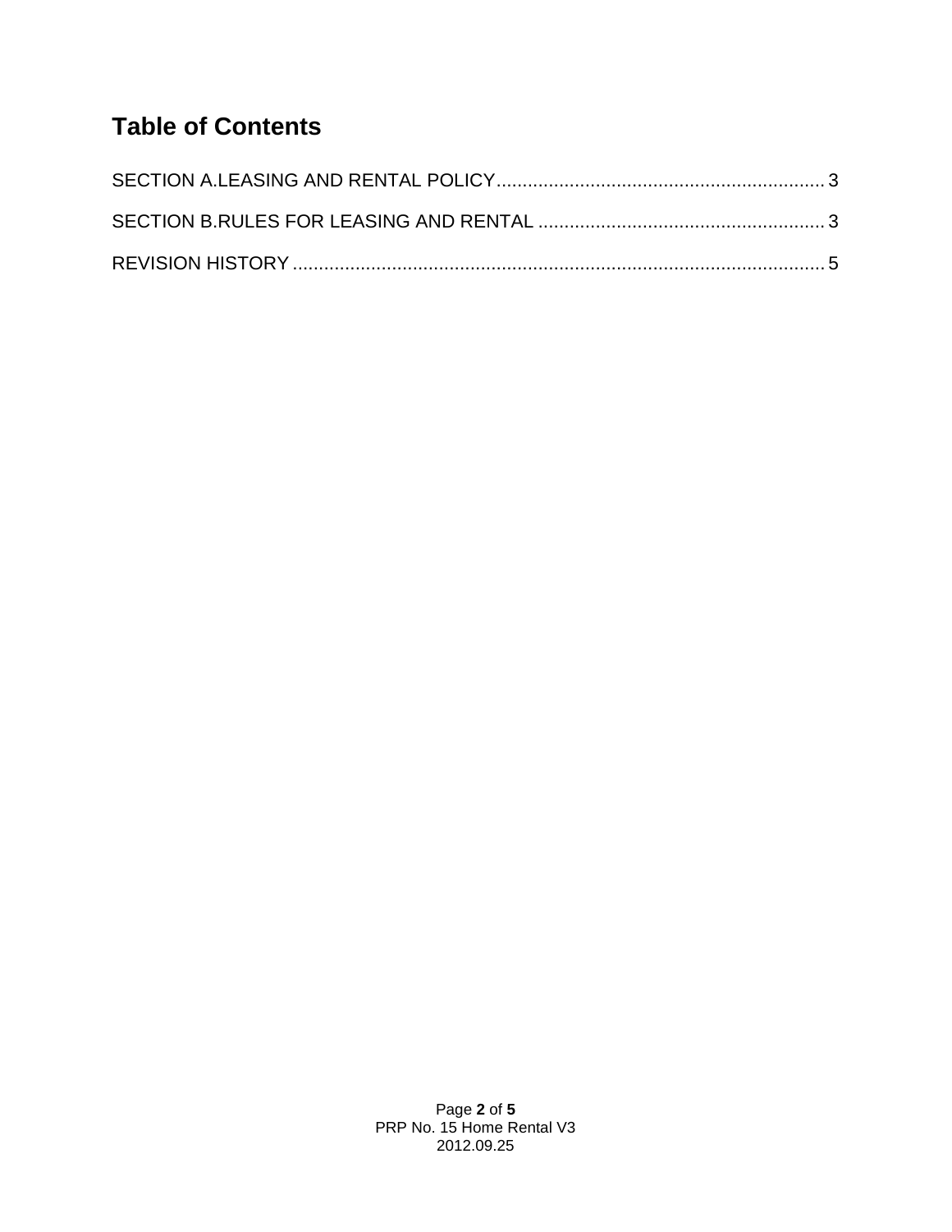# Table of Contents

SECTION A.LEASING AND RENTAL POLICY ........................................................ 3

SECTION B.RULES FOR LEASING AND RENTAL ............................................... 3

REVISION HISTORY ............................................................................................ 5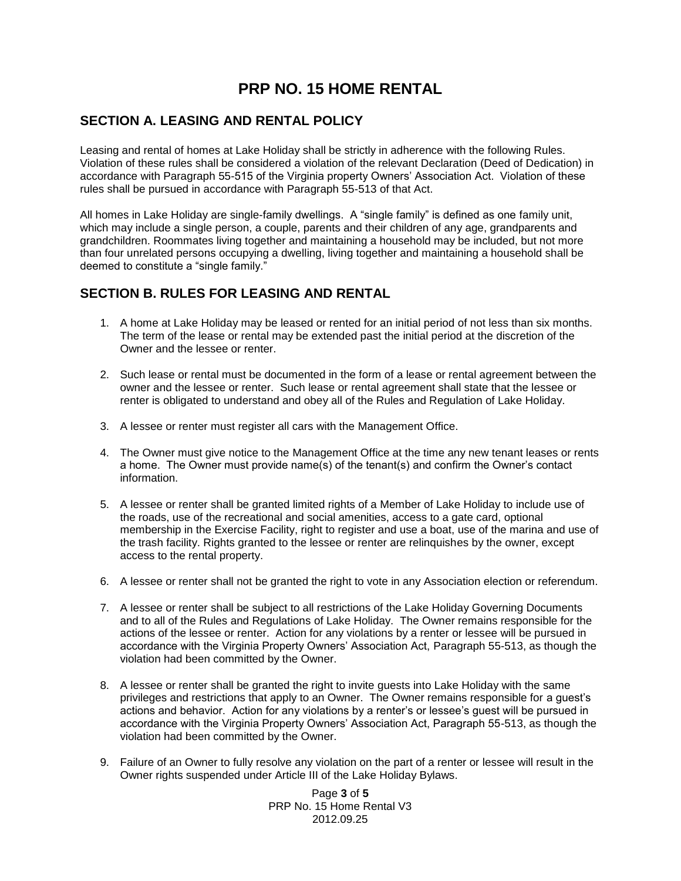# PRP NO. 15 HOME RENTAL

## SECTION A. LEASING AND RENTAL POLICY

Leasing and rental of homes at Lake Holiday shall be strictly in adherence with the following Rules. Violation of these rules shall be considered a violation of the relevant Declaration (Deed of Dedication) in accordance with Paragraph 55-515 of the Virginia property Owners' Association Act. Violation of these rules shall be pursued in accordance with Paragraph 55-513 of that Act.

All homes in Lake Holiday are single-family dwellings. A "single family" is defined as one family unit, which may include a single person, a couple, parents and their children of any age, grandparents and grandchildren. Roommates living together and maintaining a household may be included, but not more than four unrelated persons occupying a dwelling, living together and maintaining a household shall be deemed to constitute a "single family."

## SECTION B. RULES FOR LEASING AND RENTAL

1. A home at Lake Holiday may be leased or rented for an initial period of not less than six months. The term of the lease or rental may be extended past the initial period at the discretion of the Owner and the lessee or renter.

2. Such lease or rental must be documented in the form of a lease or rental agreement between the owner and the lessee or renter. Such lease or rental agreement shall state that the lessee or renter is obligated to understand and obey all of the Rules and Regulation of Lake Holiday.

3. A lessee or renter must register all cars with the Management Office.

4. The Owner must give notice to the Management Office at the time any new tenant leases or rents a home. The Owner must provide name(s) of the tenant(s) and confirm the Owner's contact information.

5. A lessee or renter shall be granted limited rights of a Member of Lake Holiday to include use of the roads, use of the recreational and social amenities, access to a gate card, optional membership in the Exercise Facility, right to register and use a boat, use of the marina and use of the trash facility. Rights granted to the lessee or renter are relinquishes by the owner, except access to the rental property.

6. A lessee or renter shall not be granted the right to vote in any Association election or referendum.

7. A lessee or renter shall be subject to all restrictions of the Lake Holiday Governing Documents and to all of the Rules and Regulations of Lake Holiday. The Owner remains responsible for the actions of the lessee or renter. Action for any violations by a renter or lessee will be pursued in accordance with the Virginia Property Owners' Association Act, Paragraph 55-513, as though the violation had been committed by the Owner.

8. A lessee or renter shall be granted the right to invite guests into Lake Holiday with the same privileges and restrictions that apply to an Owner. The Owner remains responsible for a guest's actions and behavior. Action for any violations by a renter's or lessee's guest will be pursued in accordance with the Virginia Property Owners' Association Act, Paragraph 55-513, as though the violation had been committed by the Owner.

9. Failure of an Owner to fully resolve any violation on the part of a renter or lessee will result in the Owner rights suspended under Article III of the Lake Holiday Bylaws.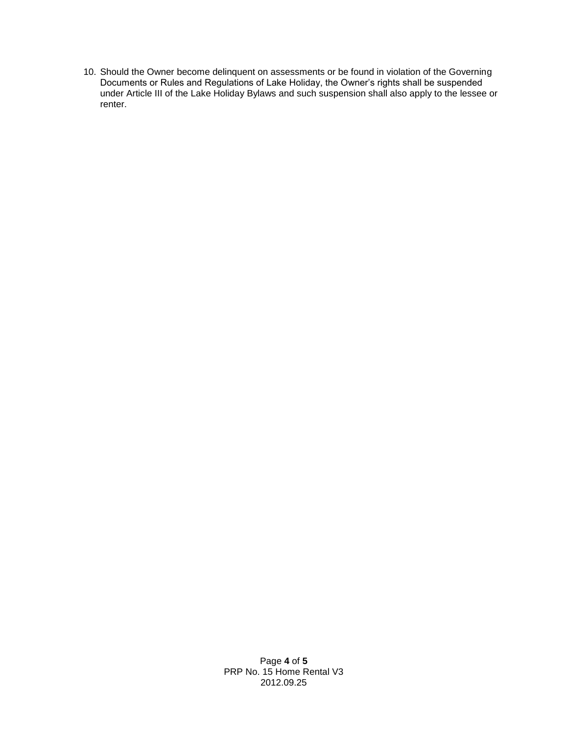10. Should the Owner become delinquent on assessments or be found in violation of the Governing Documents or Rules and Regulations of Lake Holiday, the Owner's rights shall be suspended under Article III of the Lake Holiday Bylaws and such suspension shall also apply to the lessee or renter.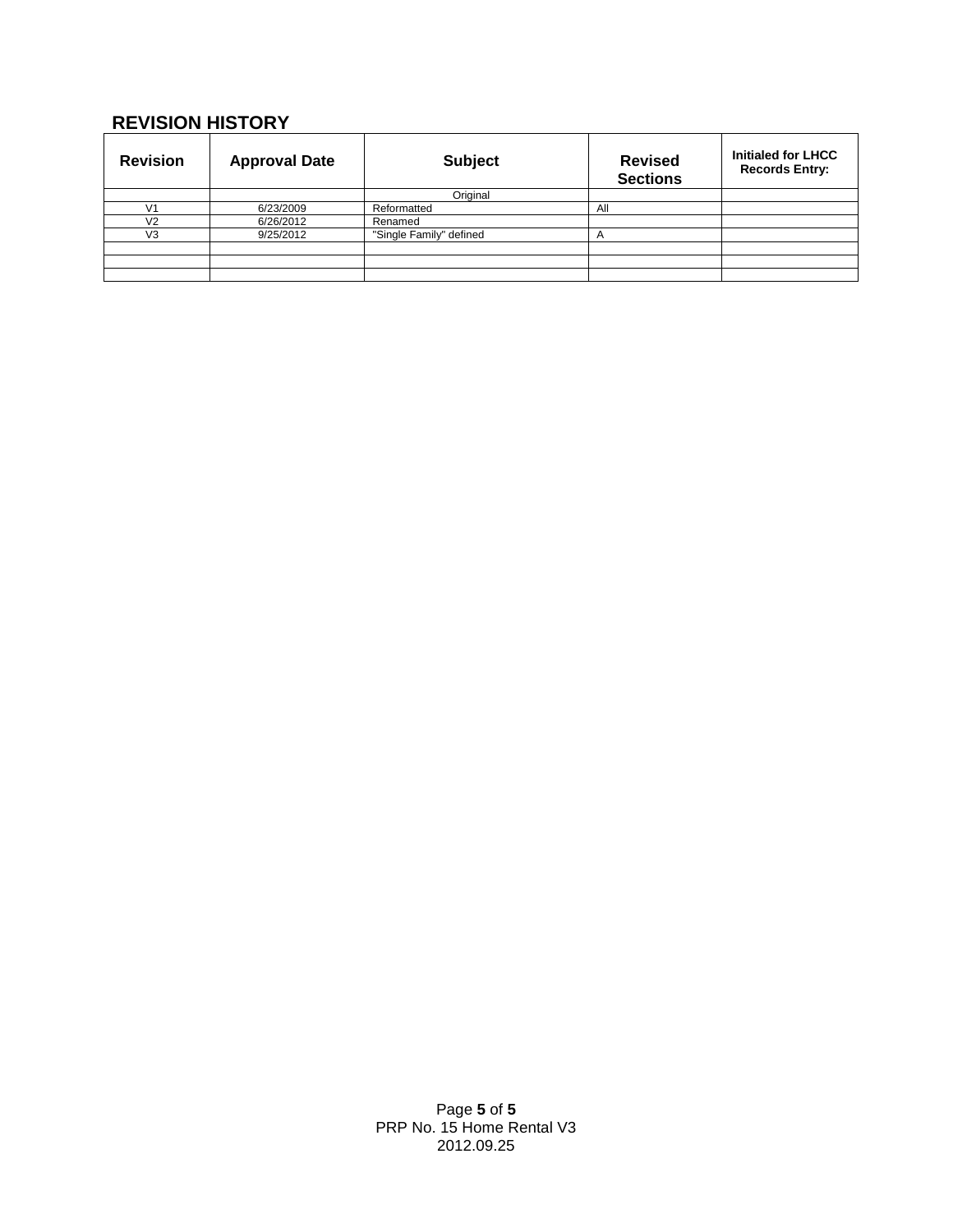## REVISION HISTORY

| Revision | Approval Date | Subject | Revised Sections | Initialed for LHCC Records Entry: |
|---|---|---|---|---|
| | | Original | | |
| V1 | 6/23/2009 | Reformatted | All | |
| V2 | 6/26/2012 | Renamed | | |
| V3 | 9/25/2012 | "Single Family" defined | A | |
| | | | | |
| | | | | |
| | | | | |